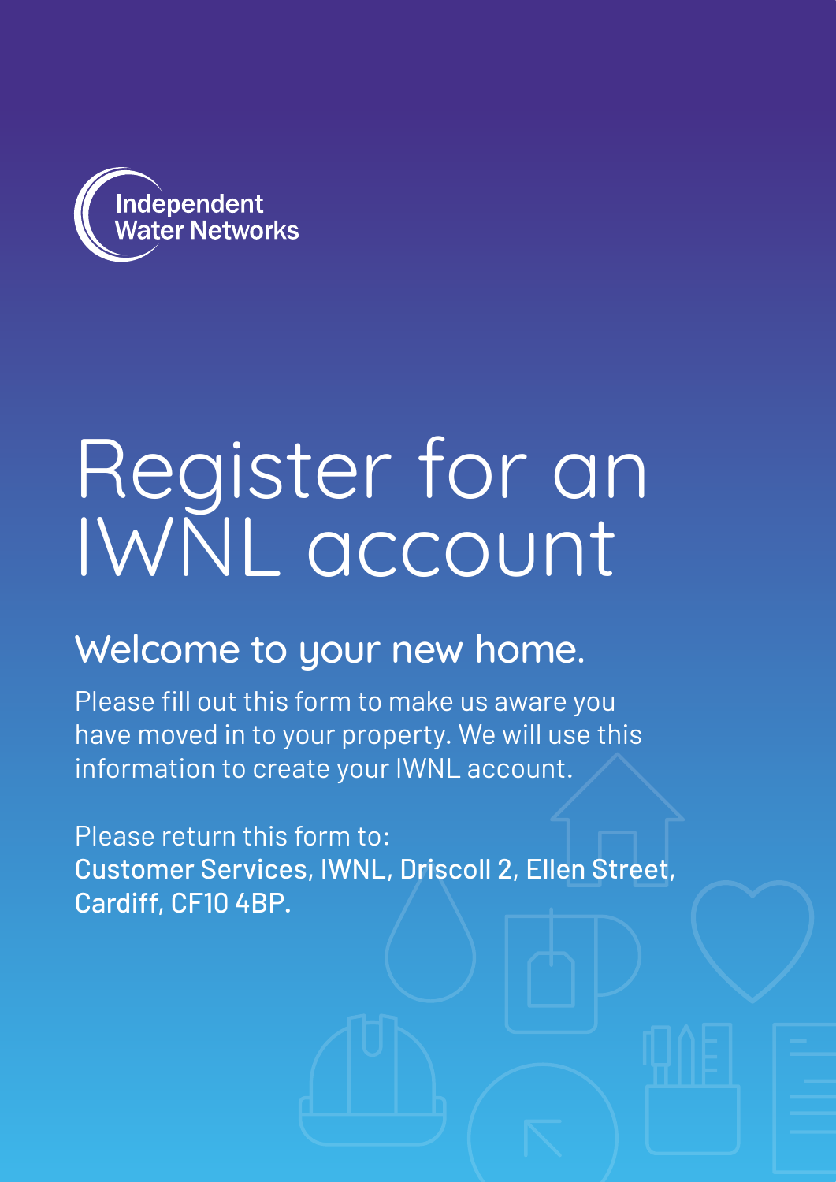Independent Water Networks

# Register for an IWNL account

## Welcome to your new home.

Please fill out this form to make us aware you have moved in to your property. We will use this information to create your IWNL account.

Please return this form to:
**Customer Services, IWNL, Driscoll 2, Ellen Street, Cardiff, CF10 4BP.**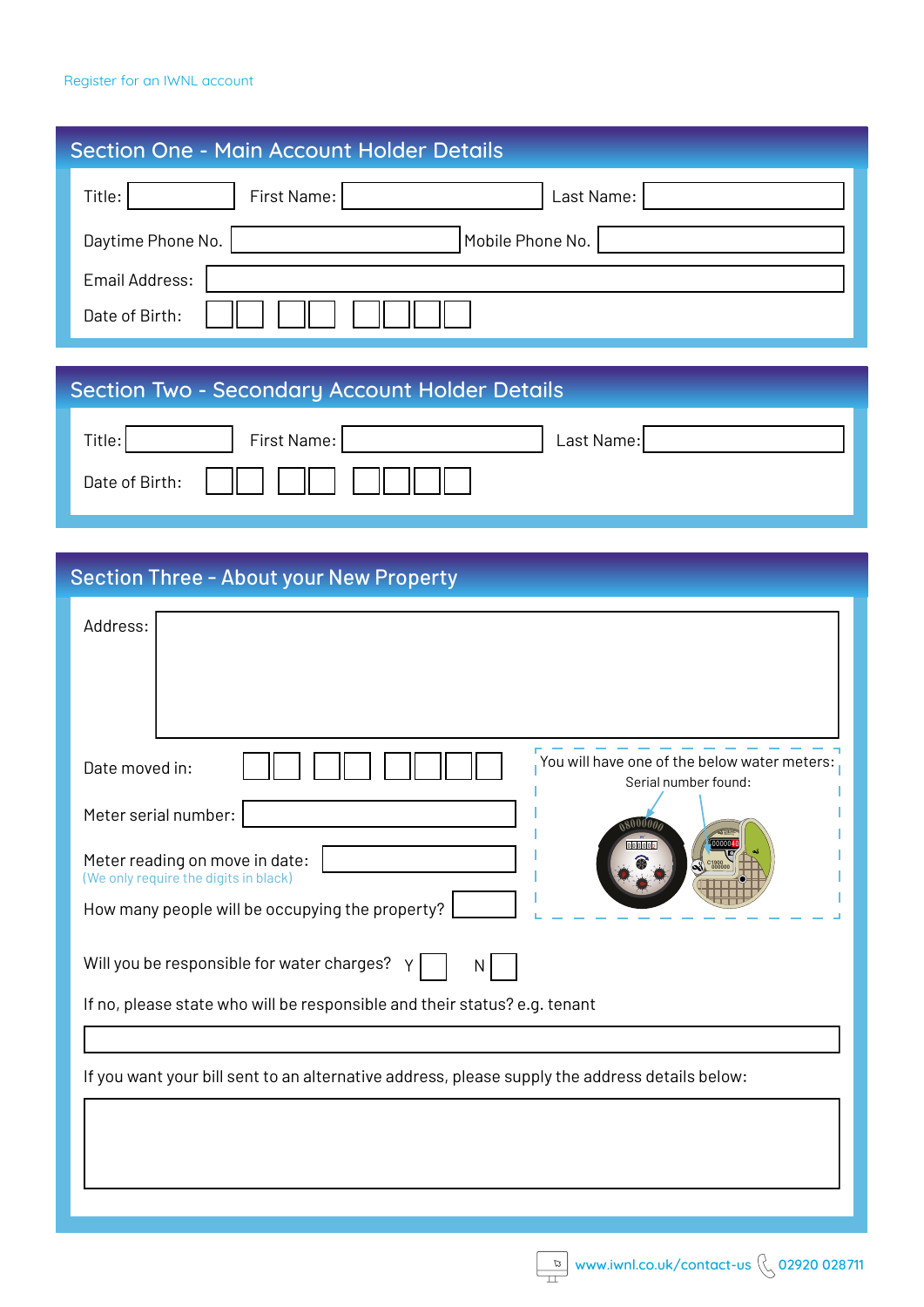Register for an IWNL account

## Section One - Main Account Holder Details

Title: First Name: Last Name:

Daytime Phone No. Mobile Phone No.

Email Address:

Date of Birth:

## Section Two - Secondary Account Holder Details

Title: First Name: Last Name:

Date of Birth:

## Section Three - About your New Property

Address:

Date moved in:

Meter serial number:

Meter reading on move in date:
(We only require the digits in black)

How many people will be occupying the property?

You will have one of the below water meters:
Serial number found:

Will you be responsible for water charges? Y N

If no, please state who will be responsible and their status? e.g. tenant

If you want your bill sent to an alternative address, please supply the address details below:

www.iwnl.co.uk/contact-us 02920 028711